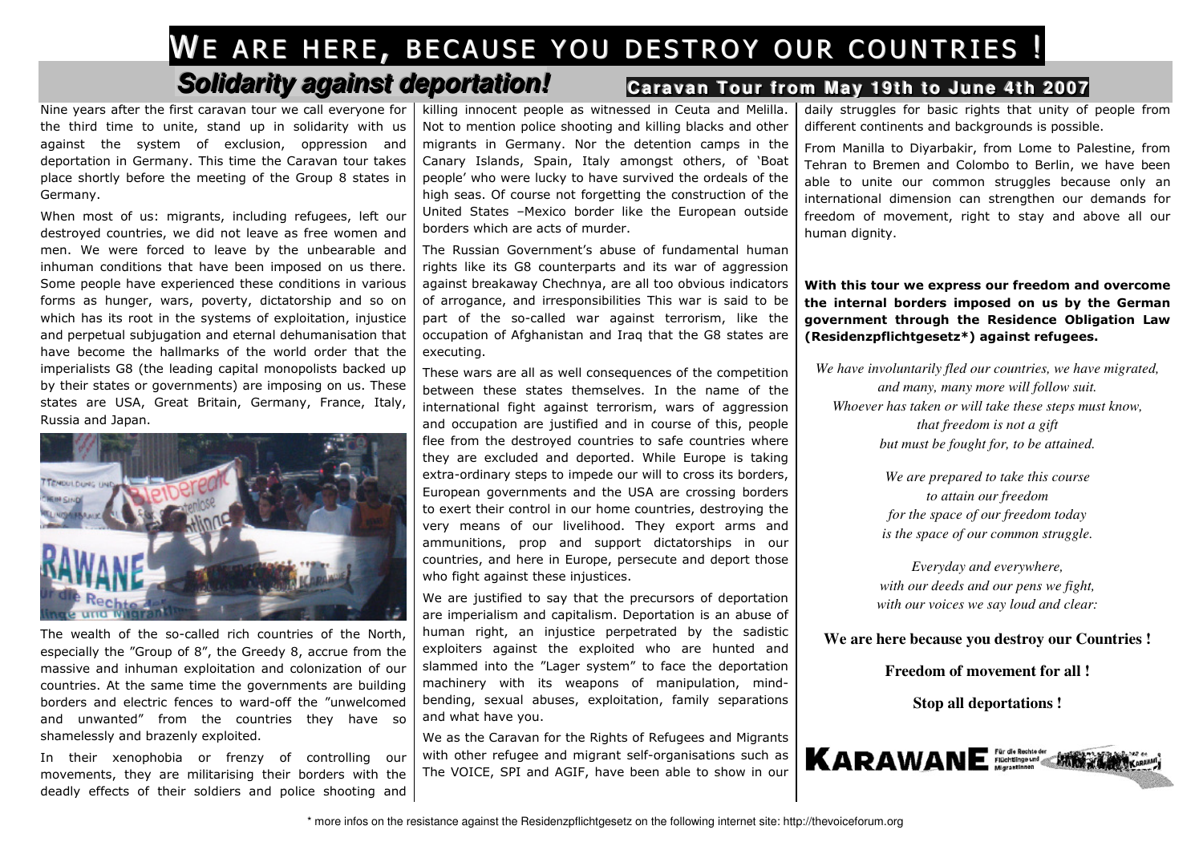# We are here, because you destroy our countries !

## Solidarity against deportation!

**Caravan Tour from May 19th to June 4th 2007**

Nine years after the first caravan tour we call everyone for the third time to unite, stand up in solidarity with us against the system of exclusion, oppression and deportation in Germany. This time the Caravan tour takes place shortly before the meeting of the Group 8 states in Germany.

When most of us: migrants, including refugees, left our destroyed countries, we did not leave as free women and men. We were forced to leave by the unbearable and inhuman conditions that have been imposed on us there. Some people have experienced these conditions in various forms as hunger, wars, poverty, dictatorship and so on which has its root in the systems of exploitation, injustice and perpetual subjugation and eternal dehumanisation that have become the hallmarks of the world order that the imperialists G8 (the leading capital monopolists backed up by their states or governments) are imposing on us. These states are USA, Great Britain, Germany, France, Italy, Russia and Japan.

The wealth of the so-called rich countries of the North, especially the "Group of 8", the Greedy 8, accrue from the massive and inhuman exploitation and colonization of our countries. At the same time the governments are building borders and electric fences to ward-off the "unwelcomed and unwanted" from the countries they have so shamelessly and brazenly exploited.

In their xenophobia or frenzy of controlling our movements, they are militarising their borders with the deadly effects of their soldiers and police shooting and killing innocent people as witnessed in Ceuta and Melilla. Not to mention police shooting and killing blacks and other migrants in Germany. Nor the detention camps in the Canary Islands, Spain, Italy amongst others, of 'Boat people' who were lucky to have survived the ordeals of the high seas. Of course not forgetting the construction of the United States –Mexico border like the European outside borders which are acts of murder.

The Russian Government's abuse of fundamental human rights like its G8 counterparts and its war of aggression against breakaway Chechnya, are all too obvious indicators of arrogance, and irresponsibilities This war is said to be part of the so-called war against terrorism, like the occupation of Afghanistan and Iraq that the G8 states are executing.

These wars are all as well consequences of the competition between these states themselves. In the name of the international fight against terrorism, wars of aggression and occupation are justified and in course of this, people flee from the destroyed countries to safe countries where they are excluded and deported. While Europe is taking extra-ordinary steps to impede our will to cross its borders, European governments and the USA are crossing borders to exert their control in our home countries, destroying the very means of our livelihood. They export arms and ammunitions, prop and support dictatorships in our countries, and here in Europe, persecute and deport those who fight against these injustices.

We are justified to say that the precursors of deportation are imperialism and capitalism. Deportation is an abuse of human right, an injustice perpetrated by the sadistic exploiters against the exploited who are hunted and slammed into the "Lager system" to face the deportation machinery with its weapons of manipulation, mind-bending, sexual abuses, exploitation, family separations and what have you.

We as the Caravan for the Rights of Refugees and Migrants with other refugee and migrant self-organisations such as The VOICE, SPI and AGIF, have been able to show in our daily struggles for basic rights that unity of people from different continents and backgrounds is possible.

From Manilla to Diyarbakir, from Lome to Palestine, from Tehran to Bremen and Colombo to Berlin, we have been able to unite our common struggles because only an international dimension can strengthen our demands for freedom of movement, right to stay and above all our human dignity.

**With this tour we express our freedom and overcome the internal borders imposed on us by the German government through the Residence Obligation Law (Residenzpflichtgesetz*) against refugees.**

*We have involuntarily fled our countries, we have migrated,*
*and many, many more will follow suit.*
*Whoever has taken or will take these steps must know,*
*that freedom is not a gift*
*but must be fought for, to be attained.*

*We are prepared to take this course*
*to attain our freedom*
*for the space of our freedom today*
*is the space of our common struggle.*

*Everyday and everywhere,*
*with our deeds and our pens we fight,*
*with our voices we say loud and clear:*

**We are here because you destroy our Countries !**

**Freedom of movement for all !**

**Stop all deportations !**

KARAWANE Für die Rechte der Flüchtlinge und MigrantInnen

\* more infos on the resistance against the Residenzpflichtgesetz on the following internet site: http://thevoiceforum.org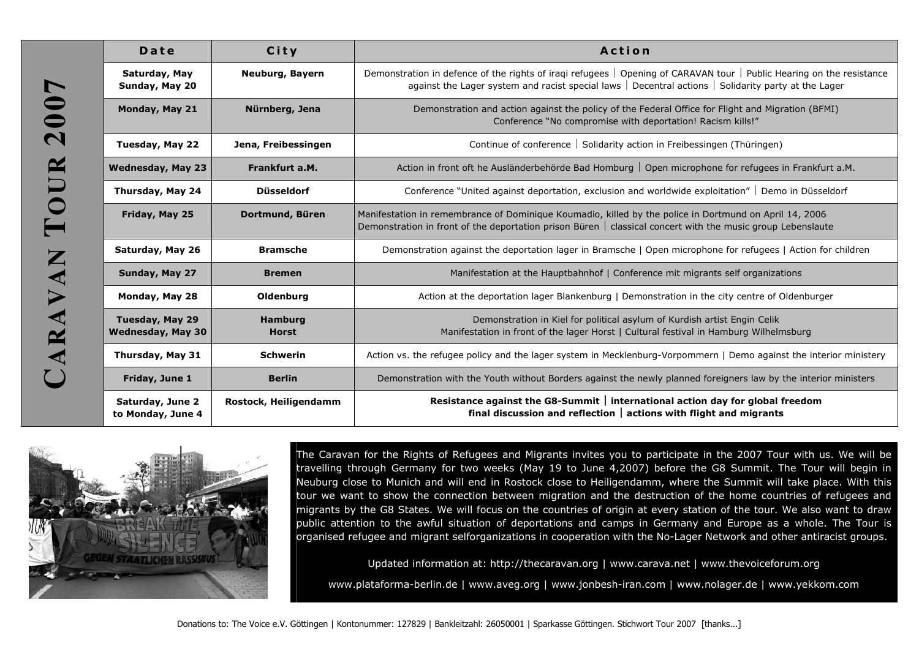# CARAVAN TOUR 2007

| Date | City | Action |
|---|---|---|
| Saturday, May Sunday, May 20 | Neuburg, Bayern | Demonstration in defence of the rights of iraqi refugees \| Opening of CARAVAN tour \| Public Hearing on the resistance against the Lager system and racist special laws \| Decentral actions \| Solidarity party at the Lager |
| Monday, May 21 | Nürnberg, Jena | Demonstration and action against the policy of the Federal Office for Flight and Migration (BFMI) Conference "No compromise with deportation! Racism kills!" |
| Tuesday, May 22 | Jena, Freibessingen | Continue of conference \| Solidarity action in Freibessingen (Thüringen) |
| Wednesday, May 23 | Frankfurt a.M. | Action in front oft he Ausländerbehörde Bad Homburg \| Open microphone for refugees in Frankfurt a.M. |
| Thursday, May 24 | Düsseldorf | Conference "United against deportation, exclusion and worldwide exploitation" \| Demo in Düsseldorf |
| Friday, May 25 | Dortmund, Büren | Manifestation in remembrance of Dominique Koumadio, killed by the police in Dortmund on April 14, 2006 Demonstration in front of the deportation prison Büren \| classical concert with the music group Lebenslaute |
| Saturday, May 26 | Bramsche | Demonstration against the deportation lager in Bramsche \| Open microphone for refugees \| Action for children |
| Sunday, May 27 | Bremen | Manifestation at the Hauptbahnhof \| Conference mit migrants self organizations |
| Monday, May 28 | Oldenburg | Action at the deportation lager Blankenburg \| Demonstration in the city centre of Oldenburger |
| Tuesday, May 29 Wednesday, May 30 | Hamburg Horst | Demonstration in Kiel for political asylum of Kurdish artist Engin Celik Manifestation in front of the lager Horst \| Cultural festival in Hamburg Wilhelmsburg |
| Thursday, May 31 | Schwerin | Action vs. the refugee policy and the lager system in Mecklenburg-Vorpommern \| Demo against the interior ministery |
| Friday, June 1 | Berlin | Demonstration with the Youth without Borders against the newly planned foreigners law by the interior ministers |
| Saturday, June 2 to Monday, June 4 | Rostock, Heiligendamm | **Resistance against the G8-Summit \| international action day for global freedom final discussion and reflection \| actions with flight and migrants** |

The Caravan for the Rights of Refugees and Migrants invites you to participate in the 2007 Tour with us. We will be travelling through Germany for two weeks (May 19 to June 4,2007) before the G8 Summit. The Tour will begin in Neuburg close to Munich and will end in Rostock close to Heiligendamm, where the Summit will take place. With this tour we want to show the connection between migration and the destruction of the home countries of refugees and migrants by the G8 States. We will focus on the countries of origin at every station of the tour. We also want to draw public attention to the awful situation of deportations and camps in Germany and Europe as a whole. The Tour is organised refugee and migrant selforganizations in cooperation with the No-Lager Network and other antiracist groups.

Updated information at: http://thecaravan.org | www.carava.net | www.thevoiceforum.org

www.plataforma-berlin.de | www.aveg.org | www.jonbesh-iran.com | www.nolager.de | www.yekkom.com

Donations to: The Voice e.V. Göttingen | Kontonummer: 127829 | Bankleitzahl: 26050001 | Sparkasse Göttingen. Stichwort Tour 2007 [thanks...]